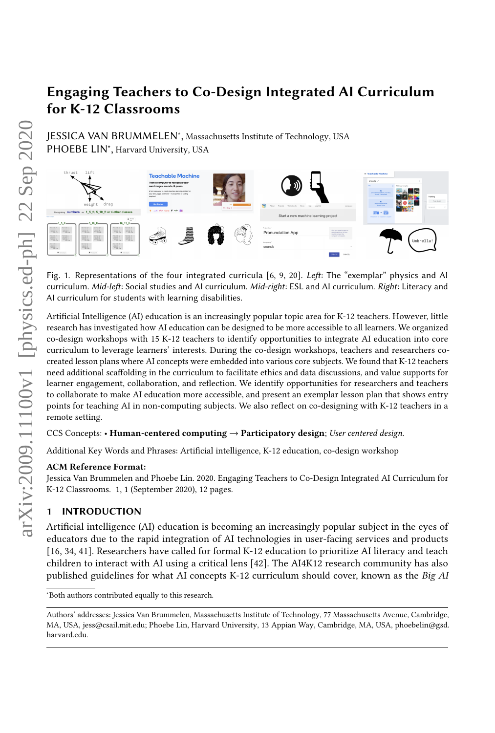# Engaging Teachers to Co-Design Integrated AI Curriculum for K-12 Classrooms

JESSICA VAN BRUMMELEN*, Massachusetts Institute of Technology, USA
PHOEBE LIN*, Harvard University, USA

Fig. 1. Representations of the four integrated curricula [6, 9, 20]. *Left*: The "exemplar" physics and AI curriculum. *Mid-left*: Social studies and AI curriculum. *Mid-right*: ESL and AI curriculum. *Right*: Literacy and AI curriculum for students with learning disabilities.

Artificial Intelligence (AI) education is an increasingly popular topic area for K-12 teachers. However, little research has investigated how AI education can be designed to be more accessible to all learners. We organized co-design workshops with 15 K-12 teachers to identify opportunities to integrate AI education into core curriculum to leverage learners' interests. During the co-design workshops, teachers and researchers co-created lesson plans where AI concepts were embedded into various core subjects. We found that K-12 teachers need additional scaffolding in the curriculum to facilitate ethics and data discussions, and value supports for learner engagement, collaboration, and reflection. We identify opportunities for researchers and teachers to collaborate to make AI education more accessible, and present an exemplar lesson plan that shows entry points for teaching AI in non-computing subjects. We also reflect on co-designing with K-12 teachers in a remote setting.

CCS Concepts: • **Human-centered computing** → **Participatory design**; *User centered design.*

Additional Key Words and Phrases: Artificial intelligence, K-12 education, co-design workshop

**ACM Reference Format:**
Jessica Van Brummelen and Phoebe Lin. 2020. Engaging Teachers to Co-Design Integrated AI Curriculum for K-12 Classrooms. 1, 1 (September 2020), 12 pages.

## 1 INTRODUCTION

Artificial intelligence (AI) education is becoming an increasingly popular subject in the eyes of educators due to the rapid integration of AI technologies in user-facing services and products [16, 34, 41]. Researchers have called for formal K-12 education to prioritize AI literacy and teach children to interact with AI using a critical lens [42]. The AI4K12 research community has also published guidelines for what AI concepts K-12 curriculum should cover, known as the *Big AI*

*Both authors contributed equally to this research.

Authors' addresses: Jessica Van Brummelen, Massachusetts Institute of Technology, 77 Massachusetts Avenue, Cambridge, MA, USA, jess@csail.mit.edu; Phoebe Lin, Harvard University, 13 Appian Way, Cambridge, MA, USA, phoebelin@gsd.harvard.edu.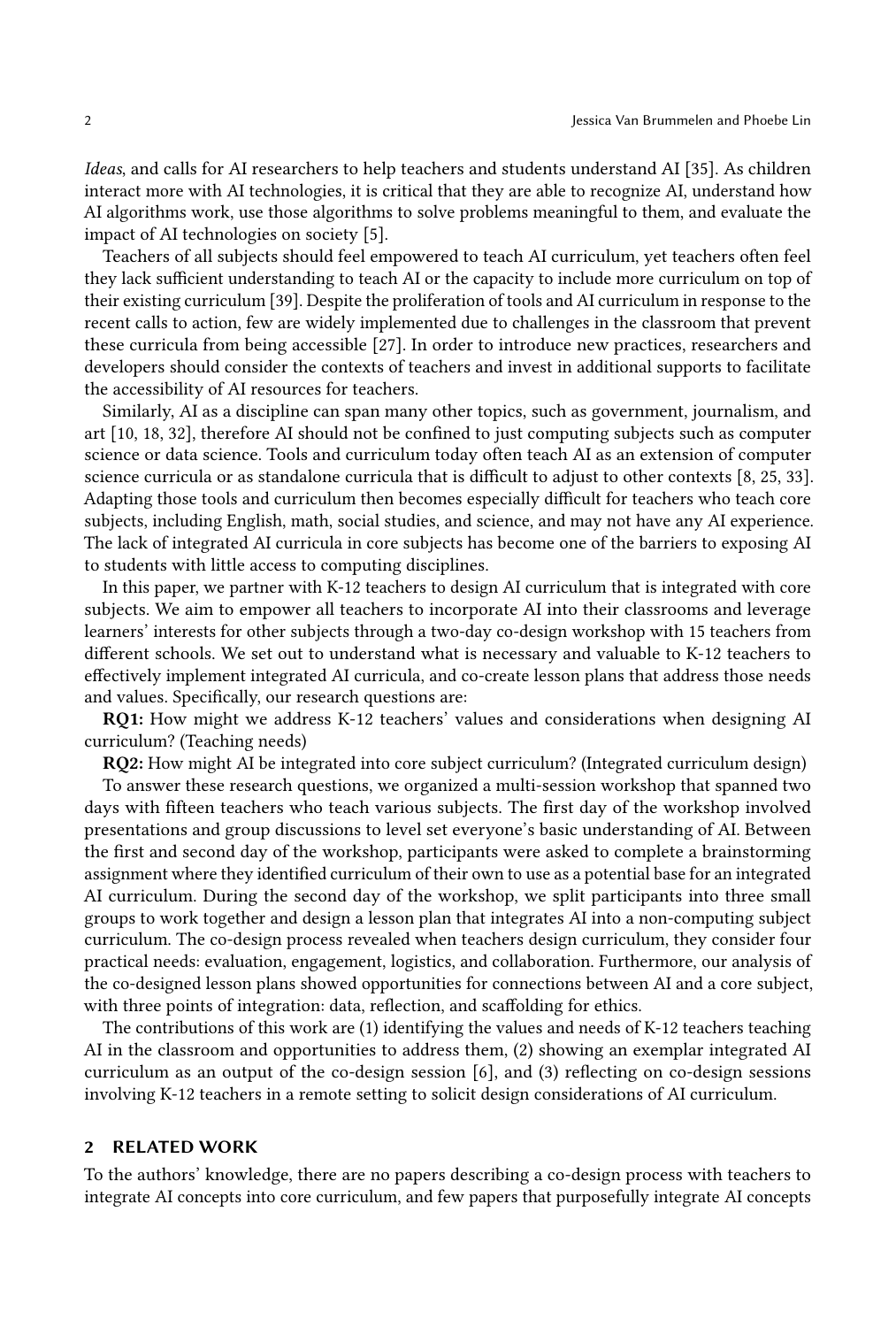*Ideas*, and calls for AI researchers to help teachers and students understand AI [35]. As children interact more with AI technologies, it is critical that they are able to recognize AI, understand how AI algorithms work, use those algorithms to solve problems meaningful to them, and evaluate the impact of AI technologies on society [5].

Teachers of all subjects should feel empowered to teach AI curriculum, yet teachers often feel they lack sufficient understanding to teach AI or the capacity to include more curriculum on top of their existing curriculum [39]. Despite the proliferation of tools and AI curriculum in response to the recent calls to action, few are widely implemented due to challenges in the classroom that prevent these curricula from being accessible [27]. In order to introduce new practices, researchers and developers should consider the contexts of teachers and invest in additional supports to facilitate the accessibility of AI resources for teachers.

Similarly, AI as a discipline can span many other topics, such as government, journalism, and art [10, 18, 32], therefore AI should not be confined to just computing subjects such as computer science or data science. Tools and curriculum today often teach AI as an extension of computer science curricula or as standalone curricula that is difficult to adjust to other contexts [8, 25, 33]. Adapting those tools and curriculum then becomes especially difficult for teachers who teach core subjects, including English, math, social studies, and science, and may not have any AI experience. The lack of integrated AI curricula in core subjects has become one of the barriers to exposing AI to students with little access to computing disciplines.

In this paper, we partner with K-12 teachers to design AI curriculum that is integrated with core subjects. We aim to empower all teachers to incorporate AI into their classrooms and leverage learners' interests for other subjects through a two-day co-design workshop with 15 teachers from different schools. We set out to understand what is necessary and valuable to K-12 teachers to effectively implement integrated AI curricula, and co-create lesson plans that address those needs and values. Specifically, our research questions are:

**RQ1:** How might we address K-12 teachers' values and considerations when designing AI curriculum? (Teaching needs)

**RQ2:** How might AI be integrated into core subject curriculum? (Integrated curriculum design)

To answer these research questions, we organized a multi-session workshop that spanned two days with fifteen teachers who teach various subjects. The first day of the workshop involved presentations and group discussions to level set everyone's basic understanding of AI. Between the first and second day of the workshop, participants were asked to complete a brainstorming assignment where they identified curriculum of their own to use as a potential base for an integrated AI curriculum. During the second day of the workshop, we split participants into three small groups to work together and design a lesson plan that integrates AI into a non-computing subject curriculum. The co-design process revealed when teachers design curriculum, they consider four practical needs: evaluation, engagement, logistics, and collaboration. Furthermore, our analysis of the co-designed lesson plans showed opportunities for connections between AI and a core subject, with three points of integration: data, reflection, and scaffolding for ethics.

The contributions of this work are (1) identifying the values and needs of K-12 teachers teaching AI in the classroom and opportunities to address them, (2) showing an exemplar integrated AI curriculum as an output of the co-design session [6], and (3) reflecting on co-design sessions involving K-12 teachers in a remote setting to solicit design considerations of AI curriculum.

## 2 RELATED WORK

To the authors' knowledge, there are no papers describing a co-design process with teachers to integrate AI concepts into core curriculum, and few papers that purposefully integrate AI concepts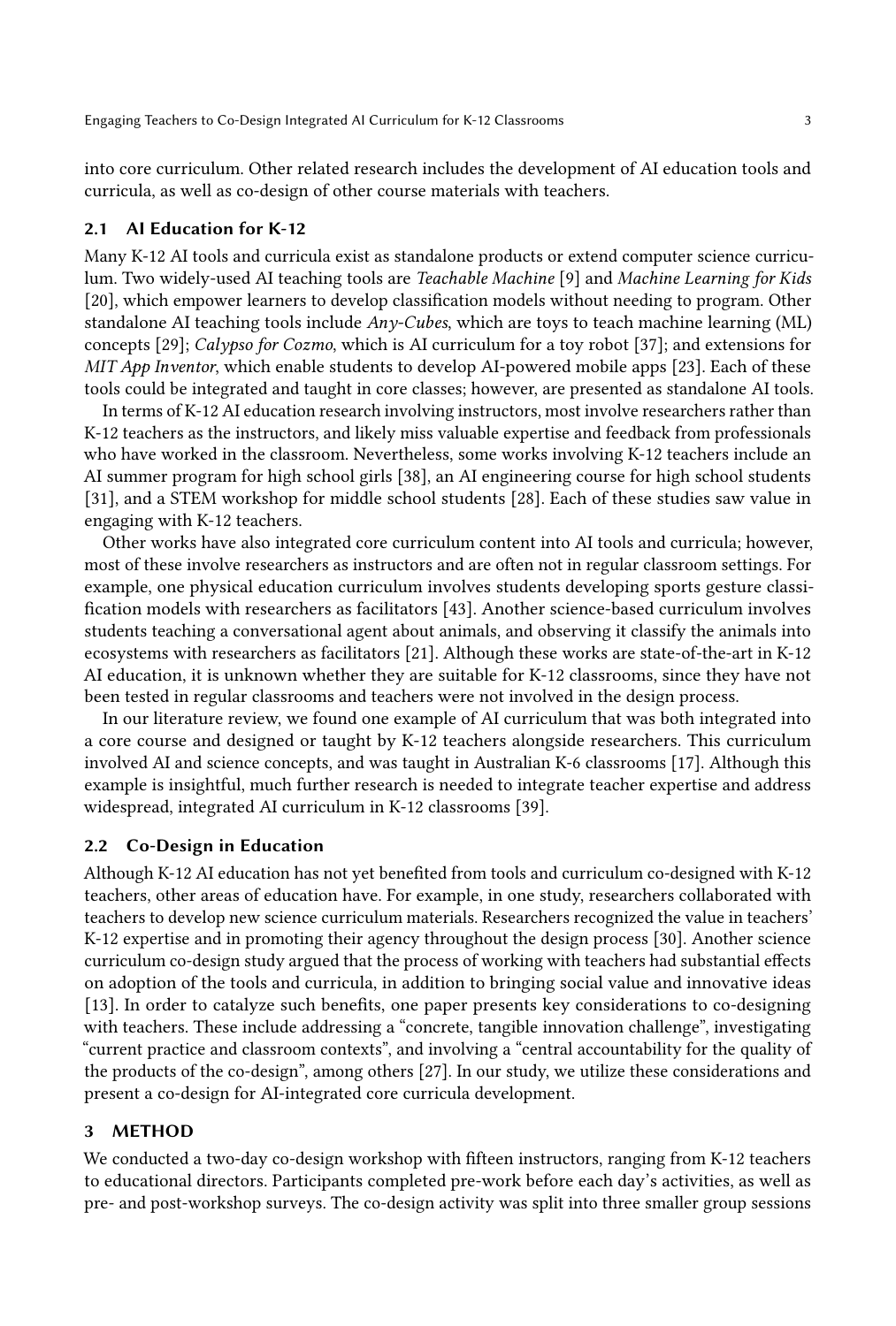into core curriculum. Other related research includes the development of AI education tools and curricula, as well as co-design of other course materials with teachers.

## 2.1 AI Education for K-12

Many K-12 AI tools and curricula exist as standalone products or extend computer science curriculum. Two widely-used AI teaching tools are *Teachable Machine* [9] and *Machine Learning for Kids* [20], which empower learners to develop classification models without needing to program. Other standalone AI teaching tools include *Any-Cubes*, which are toys to teach machine learning (ML) concepts [29]; *Calypso for Cozmo*, which is AI curriculum for a toy robot [37]; and extensions for *MIT App Inventor*, which enable students to develop AI-powered mobile apps [23]. Each of these tools could be integrated and taught in core classes; however, are presented as standalone AI tools.

In terms of K-12 AI education research involving instructors, most involve researchers rather than K-12 teachers as the instructors, and likely miss valuable expertise and feedback from professionals who have worked in the classroom. Nevertheless, some works involving K-12 teachers include an AI summer program for high school girls [38], an AI engineering course for high school students [31], and a STEM workshop for middle school students [28]. Each of these studies saw value in engaging with K-12 teachers.

Other works have also integrated core curriculum content into AI tools and curricula; however, most of these involve researchers as instructors and are often not in regular classroom settings. For example, one physical education curriculum involves students developing sports gesture classification models with researchers as facilitators [43]. Another science-based curriculum involves students teaching a conversational agent about animals, and observing it classify the animals into ecosystems with researchers as facilitators [21]. Although these works are state-of-the-art in K-12 AI education, it is unknown whether they are suitable for K-12 classrooms, since they have not been tested in regular classrooms and teachers were not involved in the design process.

In our literature review, we found one example of AI curriculum that was both integrated into a core course and designed or taught by K-12 teachers alongside researchers. This curriculum involved AI and science concepts, and was taught in Australian K-6 classrooms [17]. Although this example is insightful, much further research is needed to integrate teacher expertise and address widespread, integrated AI curriculum in K-12 classrooms [39].

## 2.2 Co-Design in Education

Although K-12 AI education has not yet benefited from tools and curriculum co-designed with K-12 teachers, other areas of education have. For example, in one study, researchers collaborated with teachers to develop new science curriculum materials. Researchers recognized the value in teachers' K-12 expertise and in promoting their agency throughout the design process [30]. Another science curriculum co-design study argued that the process of working with teachers had substantial effects on adoption of the tools and curricula, in addition to bringing social value and innovative ideas [13]. In order to catalyze such benefits, one paper presents key considerations to co-designing with teachers. These include addressing a "concrete, tangible innovation challenge", investigating "current practice and classroom contexts", and involving a "central accountability for the quality of the products of the co-design", among others [27]. In our study, we utilize these considerations and present a co-design for AI-integrated core curricula development.

# 3 METHOD

We conducted a two-day co-design workshop with fifteen instructors, ranging from K-12 teachers to educational directors. Participants completed pre-work before each day's activities, as well as pre- and post-workshop surveys. The co-design activity was split into three smaller group sessions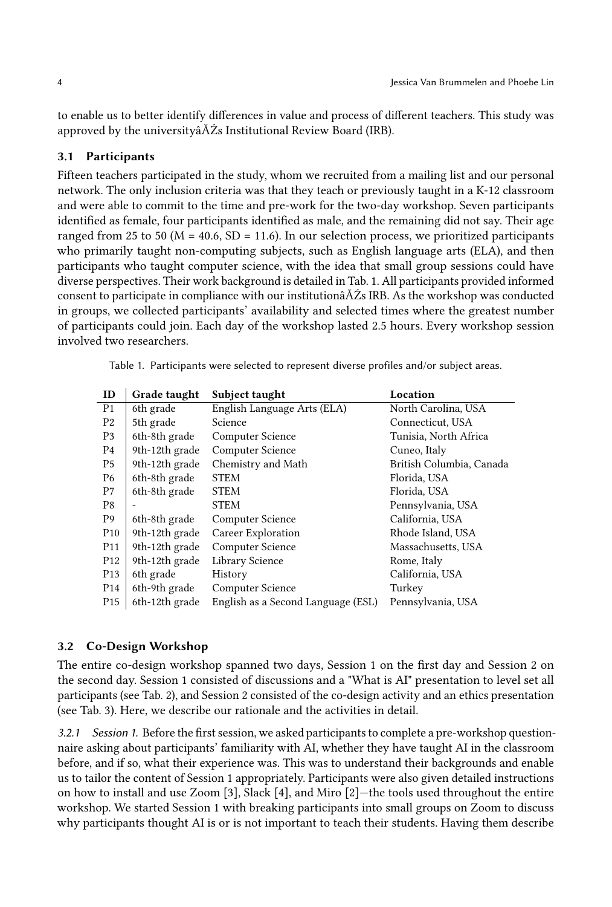to enable us to better identify differences in value and process of different teachers. This study was approved by the universityâĂŹs Institutional Review Board (IRB).

### 3.1 Participants

Fifteen teachers participated in the study, whom we recruited from a mailing list and our personal network. The only inclusion criteria was that they teach or previously taught in a K-12 classroom and were able to commit to the time and pre-work for the two-day workshop. Seven participants identified as female, four participants identified as male, and the remaining did not say. Their age ranged from 25 to 50 (M = 40.6, SD = 11.6). In our selection process, we prioritized participants who primarily taught non-computing subjects, such as English language arts (ELA), and then participants who taught computer science, with the idea that small group sessions could have diverse perspectives. Their work background is detailed in Tab. 1. All participants provided informed consent to participate in compliance with our institutionâĂŹs IRB. As the workshop was conducted in groups, we collected participants' availability and selected times where the greatest number of participants could join. Each day of the workshop lasted 2.5 hours. Every workshop session involved two researchers.

Table 1. Participants were selected to represent diverse profiles and/or subject areas.

| ID | Grade taught | Subject taught | Location |
|---|---|---|---|
| P1 | 6th grade | English Language Arts (ELA) | North Carolina, USA |
| P2 | 5th grade | Science | Connecticut, USA |
| P3 | 6th-8th grade | Computer Science | Tunisia, North Africa |
| P4 | 9th-12th grade | Computer Science | Cuneo, Italy |
| P5 | 9th-12th grade | Chemistry and Math | British Columbia, Canada |
| P6 | 6th-8th grade | STEM | Florida, USA |
| P7 | 6th-8th grade | STEM | Florida, USA |
| P8 | - | STEM | Pennsylvania, USA |
| P9 | 6th-8th grade | Computer Science | California, USA |
| P10 | 9th-12th grade | Career Exploration | Rhode Island, USA |
| P11 | 9th-12th grade | Computer Science | Massachusetts, USA |
| P12 | 9th-12th grade | Library Science | Rome, Italy |
| P13 | 6th grade | History | California, USA |
| P14 | 6th-9th grade | Computer Science | Turkey |
| P15 | 6th-12th grade | English as a Second Language (ESL) | Pennsylvania, USA |

### 3.2 Co-Design Workshop

The entire co-design workshop spanned two days, Session 1 on the first day and Session 2 on the second day. Session 1 consisted of discussions and a "What is AI" presentation to level set all participants (see Tab. 2), and Session 2 consisted of the co-design activity and an ethics presentation (see Tab. 3). Here, we describe our rationale and the activities in detail.

*3.2.1 Session 1.* Before the first session, we asked participants to complete a pre-workshop questionnaire asking about participants' familiarity with AI, whether they have taught AI in the classroom before, and if so, what their experience was. This was to understand their backgrounds and enable us to tailor the content of Session 1 appropriately. Participants were also given detailed instructions on how to install and use Zoom [3], Slack [4], and Miro [2]—the tools used throughout the entire workshop. We started Session 1 with breaking participants into small groups on Zoom to discuss why participants thought AI is or is not important to teach their students. Having them describe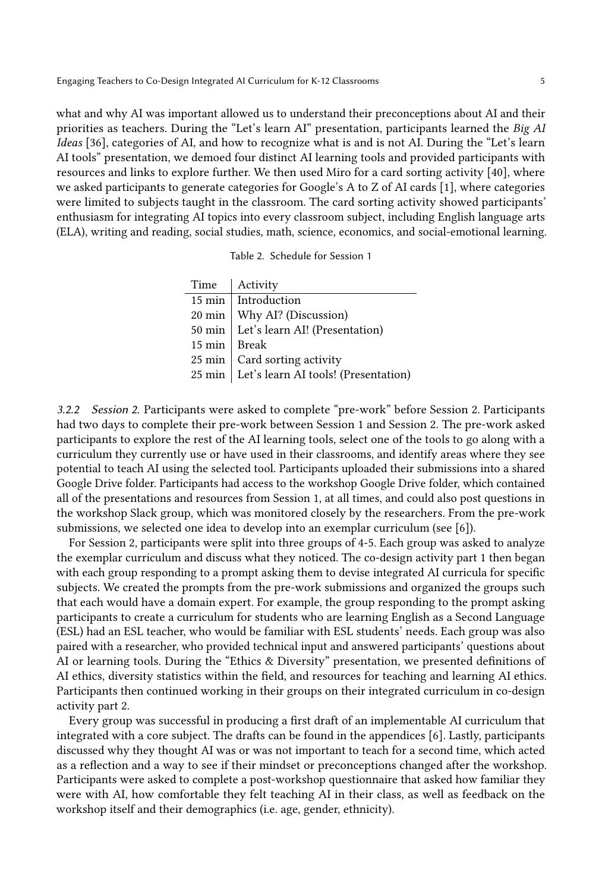what and why AI was important allowed us to understand their preconceptions about AI and their priorities as teachers. During the "Let's learn AI" presentation, participants learned the *Big AI Ideas* [36], categories of AI, and how to recognize what is and is not AI. During the "Let's learn AI tools" presentation, we demoed four distinct AI learning tools and provided participants with resources and links to explore further. We then used Miro for a card sorting activity [40], where we asked participants to generate categories for Google's A to Z of AI cards [1], where categories were limited to subjects taught in the classroom. The card sorting activity showed participants' enthusiasm for integrating AI topics into every classroom subject, including English language arts (ELA), writing and reading, social studies, math, science, economics, and social-emotional learning.

Table 2. Schedule for Session 1

| Time | Activity |
|---|---|
| 15 min | Introduction |
| 20 min | Why AI? (Discussion) |
| 50 min | Let's learn AI! (Presentation) |
| 15 min | Break |
| 25 min | Card sorting activity |
| 25 min | Let's learn AI tools! (Presentation) |

*3.2.2 Session 2.* Participants were asked to complete "pre-work" before Session 2. Participants had two days to complete their pre-work between Session 1 and Session 2. The pre-work asked participants to explore the rest of the AI learning tools, select one of the tools to go along with a curriculum they currently use or have used in their classrooms, and identify areas where they see potential to teach AI using the selected tool. Participants uploaded their submissions into a shared Google Drive folder. Participants had access to the workshop Google Drive folder, which contained all of the presentations and resources from Session 1, at all times, and could also post questions in the workshop Slack group, which was monitored closely by the researchers. From the pre-work submissions, we selected one idea to develop into an exemplar curriculum (see [6]).

For Session 2, participants were split into three groups of 4-5. Each group was asked to analyze the exemplar curriculum and discuss what they noticed. The co-design activity part 1 then began with each group responding to a prompt asking them to devise integrated AI curricula for specific subjects. We created the prompts from the pre-work submissions and organized the groups such that each would have a domain expert. For example, the group responding to the prompt asking participants to create a curriculum for students who are learning English as a Second Language (ESL) had an ESL teacher, who would be familiar with ESL students' needs. Each group was also paired with a researcher, who provided technical input and answered participants' questions about AI or learning tools. During the "Ethics & Diversity" presentation, we presented definitions of AI ethics, diversity statistics within the field, and resources for teaching and learning AI ethics. Participants then continued working in their groups on their integrated curriculum in co-design activity part 2.

Every group was successful in producing a first draft of an implementable AI curriculum that integrated with a core subject. The drafts can be found in the appendices [6]. Lastly, participants discussed why they thought AI was or was not important to teach for a second time, which acted as a reflection and a way to see if their mindset or preconceptions changed after the workshop. Participants were asked to complete a post-workshop questionnaire that asked how familiar they were with AI, how comfortable they felt teaching AI in their class, as well as feedback on the workshop itself and their demographics (i.e. age, gender, ethnicity).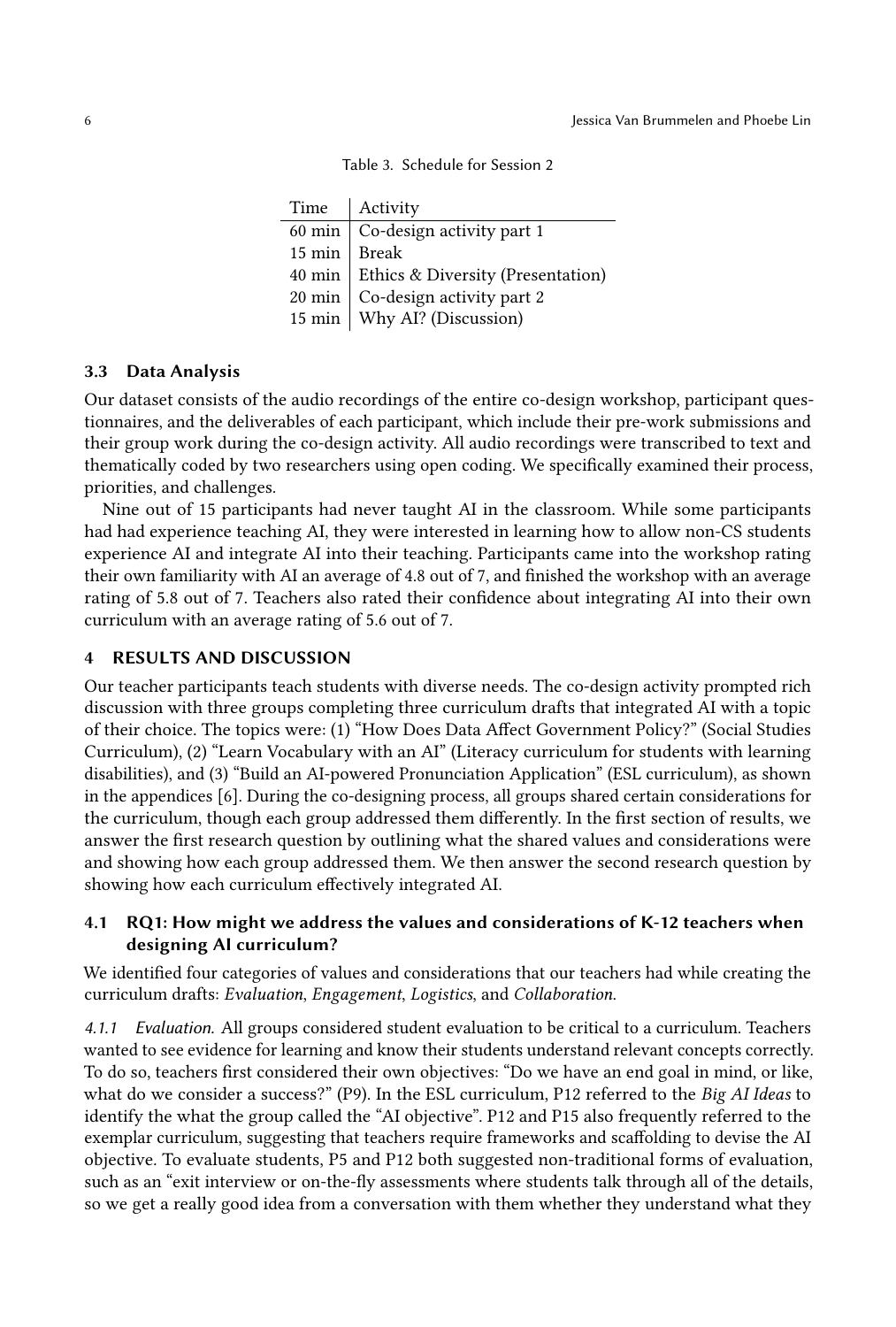Table 3. Schedule for Session 2

| Time | Activity |
|---|---|
| 60 min | Co-design activity part 1 |
| 15 min | Break |
| 40 min | Ethics & Diversity (Presentation) |
| 20 min | Co-design activity part 2 |
| 15 min | Why AI? (Discussion) |

### 3.3 Data Analysis

Our dataset consists of the audio recordings of the entire co-design workshop, participant questionnaires, and the deliverables of each participant, which include their pre-work submissions and their group work during the co-design activity. All audio recordings were transcribed to text and thematically coded by two researchers using open coding. We specifically examined their process, priorities, and challenges.

Nine out of 15 participants had never taught AI in the classroom. While some participants had had experience teaching AI, they were interested in learning how to allow non-CS students experience AI and integrate AI into their teaching. Participants came into the workshop rating their own familiarity with AI an average of 4.8 out of 7, and finished the workshop with an average rating of 5.8 out of 7. Teachers also rated their confidence about integrating AI into their own curriculum with an average rating of 5.6 out of 7.

## 4 RESULTS AND DISCUSSION

Our teacher participants teach students with diverse needs. The co-design activity prompted rich discussion with three groups completing three curriculum drafts that integrated AI with a topic of their choice. The topics were: (1) "How Does Data Affect Government Policy?" (Social Studies Curriculum), (2) "Learn Vocabulary with an AI" (Literacy curriculum for students with learning disabilities), and (3) "Build an AI-powered Pronunciation Application" (ESL curriculum), as shown in the appendices [6]. During the co-designing process, all groups shared certain considerations for the curriculum, though each group addressed them differently. In the first section of results, we answer the first research question by outlining what the shared values and considerations were and showing how each group addressed them. We then answer the second research question by showing how each curriculum effectively integrated AI.

### 4.1 RQ1: How might we address the values and considerations of K-12 teachers when designing AI curriculum?

We identified four categories of values and considerations that our teachers had while creating the curriculum drafts: *Evaluation*, *Engagement*, *Logistics*, and *Collaboration*.

*4.1.1 Evaluation.* All groups considered student evaluation to be critical to a curriculum. Teachers wanted to see evidence for learning and know their students understand relevant concepts correctly. To do so, teachers first considered their own objectives: "Do we have an end goal in mind, or like, what do we consider a success?" (P9). In the ESL curriculum, P12 referred to the *Big AI Ideas* to identify the what the group called the "AI objective". P12 and P15 also frequently referred to the exemplar curriculum, suggesting that teachers require frameworks and scaffolding to devise the AI objective. To evaluate students, P5 and P12 both suggested non-traditional forms of evaluation, such as an "exit interview or on-the-fly assessments where students talk through all of the details, so we get a really good idea from a conversation with them whether they understand what they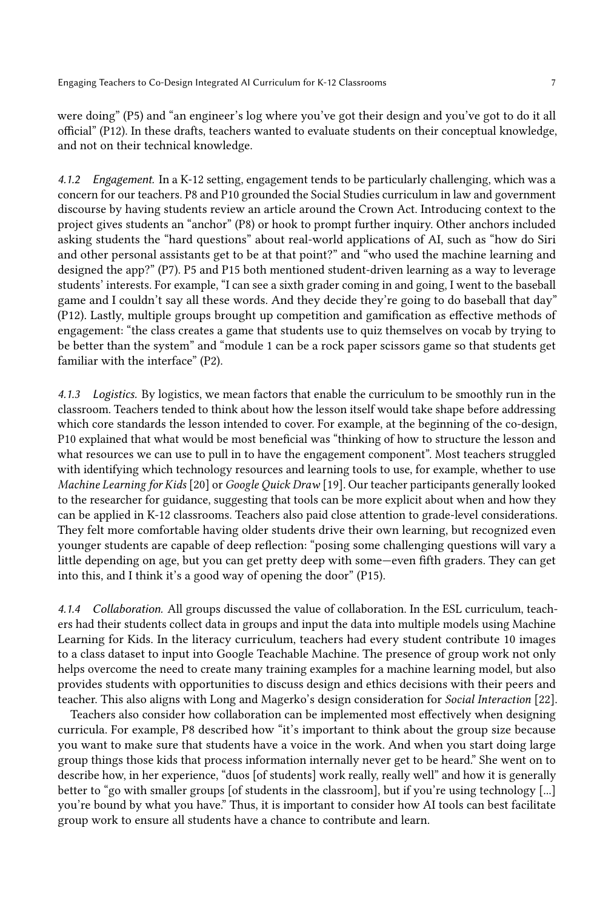were doing" (P5) and "an engineer's log where you've got their design and you've got to do it all official" (P12). In these drafts, teachers wanted to evaluate students on their conceptual knowledge, and not on their technical knowledge.

#### 4.1.2 Engagement.

In a K-12 setting, engagement tends to be particularly challenging, which was a concern for our teachers. P8 and P10 grounded the Social Studies curriculum in law and government discourse by having students review an article around the Crown Act. Introducing context to the project gives students an "anchor" (P8) or hook to prompt further inquiry. Other anchors included asking students the "hard questions" about real-world applications of AI, such as "how do Siri and other personal assistants get to be at that point?" and "who used the machine learning and designed the app?" (P7). P5 and P15 both mentioned student-driven learning as a way to leverage students' interests. For example, "I can see a sixth grader coming in and going, I went to the baseball game and I couldn't say all these words. And they decide they're going to do baseball that day" (P12). Lastly, multiple groups brought up competition and gamification as effective methods of engagement: "the class creates a game that students use to quiz themselves on vocab by trying to be better than the system" and "module 1 can be a rock paper scissors game so that students get familiar with the interface" (P2).

#### 4.1.3 Logistics.

By logistics, we mean factors that enable the curriculum to be smoothly run in the classroom. Teachers tended to think about how the lesson itself would take shape before addressing which core standards the lesson intended to cover. For example, at the beginning of the co-design, P10 explained that what would be most beneficial was "thinking of how to structure the lesson and what resources we can use to pull in to have the engagement component". Most teachers struggled with identifying which technology resources and learning tools to use, for example, whether to use *Machine Learning for Kids* [20] or *Google Quick Draw* [19]. Our teacher participants generally looked to the researcher for guidance, suggesting that tools can be more explicit about when and how they can be applied in K-12 classrooms. Teachers also paid close attention to grade-level considerations. They felt more comfortable having older students drive their own learning, but recognized even younger students are capable of deep reflection: "posing some challenging questions will vary a little depending on age, but you can get pretty deep with some—even fifth graders. They can get into this, and I think it's a good way of opening the door" (P15).

#### 4.1.4 Collaboration.

All groups discussed the value of collaboration. In the ESL curriculum, teachers had their students collect data in groups and input the data into multiple models using Machine Learning for Kids. In the literacy curriculum, teachers had every student contribute 10 images to a class dataset to input into Google Teachable Machine. The presence of group work not only helps overcome the need to create many training examples for a machine learning model, but also provides students with opportunities to discuss design and ethics decisions with their peers and teacher. This also aligns with Long and Magerko's design consideration for *Social Interaction* [22].

Teachers also consider how collaboration can be implemented most effectively when designing curricula. For example, P8 described how "it's important to think about the group size because you want to make sure that students have a voice in the work. And when you start doing large group things those kids that process information internally never get to be heard." She went on to describe how, in her experience, "duos [of students] work really, really well" and how it is generally better to "go with smaller groups [of students in the classroom], but if you're using technology [...] you're bound by what you have." Thus, it is important to consider how AI tools can best facilitate group work to ensure all students have a chance to contribute and learn.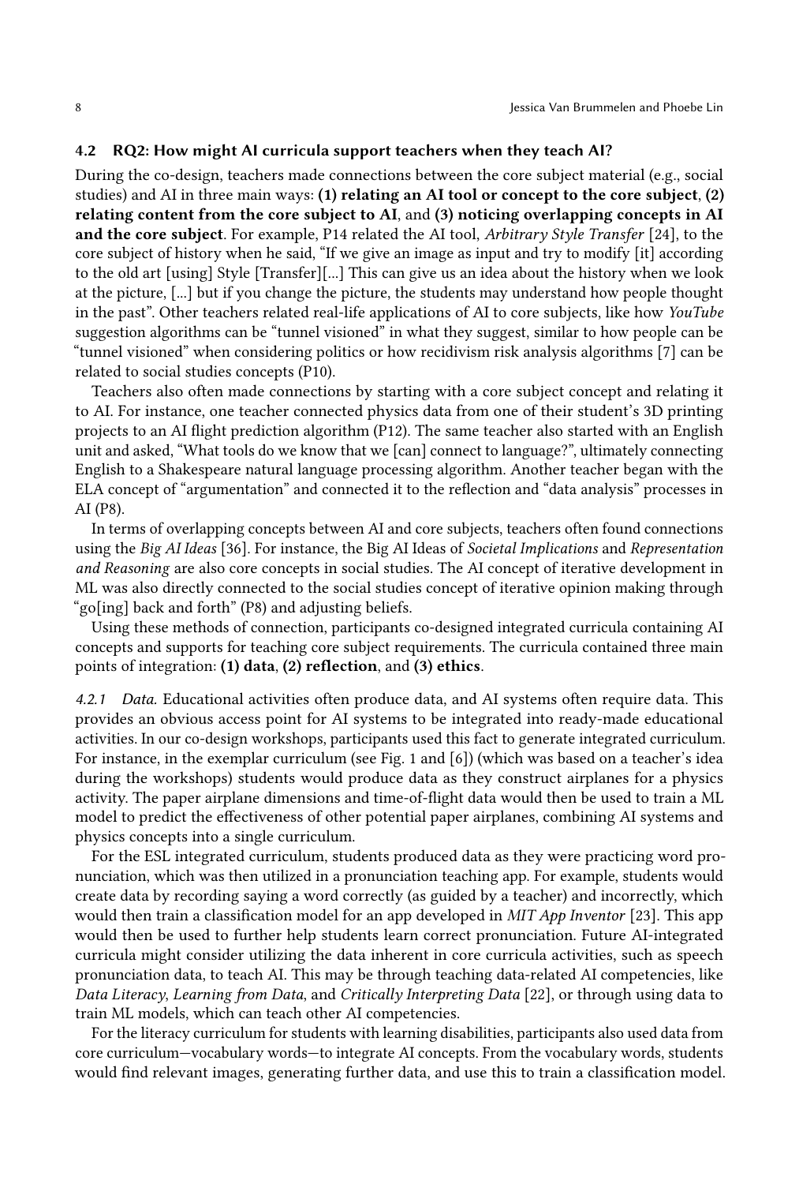### 4.2 RQ2: How might AI curricula support teachers when they teach AI?

During the co-design, teachers made connections between the core subject material (e.g., social studies) and AI in three main ways: **(1) relating an AI tool or concept to the core subject**, **(2) relating content from the core subject to AI**, and **(3) noticing overlapping concepts in AI and the core subject**. For example, P14 related the AI tool, *Arbitrary Style Transfer* [24], to the core subject of history when he said, "If we give an image as input and try to modify [it] according to the old art [using] Style [Transfer][...] This can give us an idea about the history when we look at the picture, [...] but if you change the picture, the students may understand how people thought in the past". Other teachers related real-life applications of AI to core subjects, like how *YouTube* suggestion algorithms can be "tunnel visioned" in what they suggest, similar to how people can be "tunnel visioned" when considering politics or how recidivism risk analysis algorithms [7] can be related to social studies concepts (P10).

Teachers also often made connections by starting with a core subject concept and relating it to AI. For instance, one teacher connected physics data from one of their student's 3D printing projects to an AI flight prediction algorithm (P12). The same teacher also started with an English unit and asked, "What tools do we know that we [can] connect to language?", ultimately connecting English to a Shakespeare natural language processing algorithm. Another teacher began with the ELA concept of "argumentation" and connected it to the reflection and "data analysis" processes in AI (P8).

In terms of overlapping concepts between AI and core subjects, teachers often found connections using the *Big AI Ideas* [36]. For instance, the Big AI Ideas of *Societal Implications* and *Representation and Reasoning* are also core concepts in social studies. The AI concept of iterative development in ML was also directly connected to the social studies concept of iterative opinion making through "go[ing] back and forth" (P8) and adjusting beliefs.

Using these methods of connection, participants co-designed integrated curricula containing AI concepts and supports for teaching core subject requirements. The curricula contained three main points of integration: **(1) data**, **(2) reflection**, and **(3) ethics**.

#### 4.2.1 *Data.*

Educational activities often produce data, and AI systems often require data. This provides an obvious access point for AI systems to be integrated into ready-made educational activities. In our co-design workshops, participants used this fact to generate integrated curriculum. For instance, in the exemplar curriculum (see Fig. 1 and [6]) (which was based on a teacher's idea during the workshops) students would produce data as they construct airplanes for a physics activity. The paper airplane dimensions and time-of-flight data would then be used to train a ML model to predict the effectiveness of other potential paper airplanes, combining AI systems and physics concepts into a single curriculum.

For the ESL integrated curriculum, students produced data as they were practicing word pronunciation, which was then utilized in a pronunciation teaching app. For example, students would create data by recording saying a word correctly (as guided by a teacher) and incorrectly, which would then train a classification model for an app developed in *MIT App Inventor* [23]. This app would then be used to further help students learn correct pronunciation. Future AI-integrated curricula might consider utilizing the data inherent in core curricula activities, such as speech pronunciation data, to teach AI. This may be through teaching data-related AI competencies, like *Data Literacy*, *Learning from Data*, and *Critically Interpreting Data* [22], or through using data to train ML models, which can teach other AI competencies.

For the literacy curriculum for students with learning disabilities, participants also used data from core curriculum—vocabulary words—to integrate AI concepts. From the vocabulary words, students would find relevant images, generating further data, and use this to train a classification model.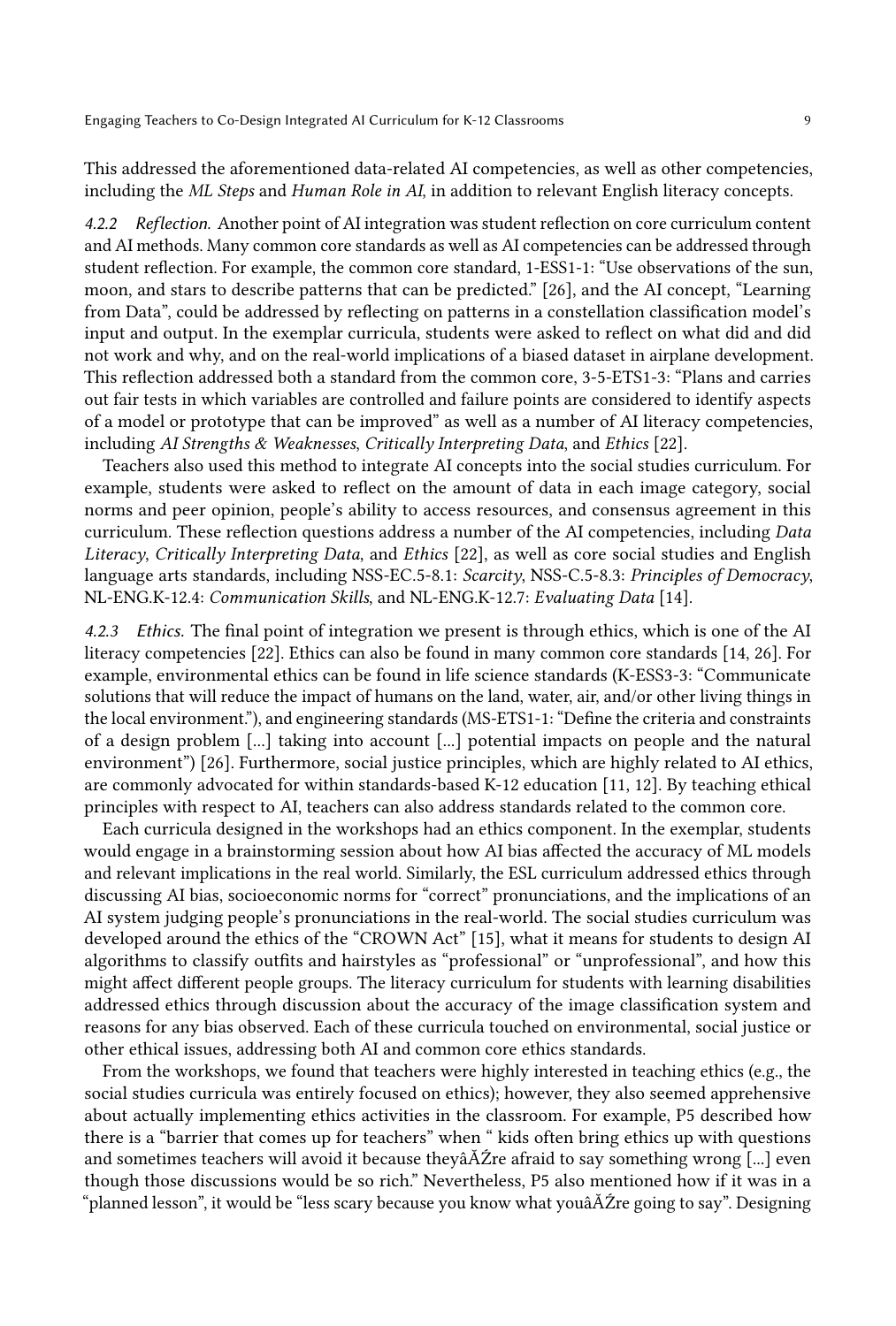This addressed the aforementioned data-related AI competencies, as well as other competencies, including the *ML Steps* and *Human Role in AI*, in addition to relevant English literacy concepts.

#### 4.2.2 Reflection.

Another point of AI integration was student reflection on core curriculum content and AI methods. Many common core standards as well as AI competencies can be addressed through student reflection. For example, the common core standard, 1-ESS1-1: "Use observations of the sun, moon, and stars to describe patterns that can be predicted." [26], and the AI concept, "Learning from Data", could be addressed by reflecting on patterns in a constellation classification model's input and output. In the exemplar curricula, students were asked to reflect on what did and did not work and why, and on the real-world implications of a biased dataset in airplane development. This reflection addressed both a standard from the common core, 3-5-ETS1-3: "Plans and carries out fair tests in which variables are controlled and failure points are considered to identify aspects of a model or prototype that can be improved" as well as a number of AI literacy competencies, including *AI Strengths & Weaknesses*, *Critically Interpreting Data*, and *Ethics* [22].

Teachers also used this method to integrate AI concepts into the social studies curriculum. For example, students were asked to reflect on the amount of data in each image category, social norms and peer opinion, people's ability to access resources, and consensus agreement in this curriculum. These reflection questions address a number of the AI competencies, including *Data Literacy*, *Critically Interpreting Data*, and *Ethics* [22], as well as core social studies and English language arts standards, including NSS-EC.5-8.1: *Scarcity*, NSS-C.5-8.3: *Principles of Democracy*, NL-ENG.K-12.4: *Communication Skills*, and NL-ENG.K-12.7: *Evaluating Data* [14].

#### 4.2.3 Ethics.

The final point of integration we present is through ethics, which is one of the AI literacy competencies [22]. Ethics can also be found in many common core standards [14, 26]. For example, environmental ethics can be found in life science standards (K-ESS3-3: "Communicate solutions that will reduce the impact of humans on the land, water, air, and/or other living things in the local environment."), and engineering standards (MS-ETS1-1: "Define the criteria and constraints of a design problem [...] taking into account [...] potential impacts on people and the natural environment") [26]. Furthermore, social justice principles, which are highly related to AI ethics, are commonly advocated for within standards-based K-12 education [11, 12]. By teaching ethical principles with respect to AI, teachers can also address standards related to the common core.

Each curricula designed in the workshops had an ethics component. In the exemplar, students would engage in a brainstorming session about how AI bias affected the accuracy of ML models and relevant implications in the real world. Similarly, the ESL curriculum addressed ethics through discussing AI bias, socioeconomic norms for "correct" pronunciations, and the implications of an AI system judging people's pronunciations in the real-world. The social studies curriculum was developed around the ethics of the "CROWN Act" [15], what it means for students to design AI algorithms to classify outfits and hairstyles as "professional" or "unprofessional", and how this might affect different people groups. The literacy curriculum for students with learning disabilities addressed ethics through discussion about the accuracy of the image classification system and reasons for any bias observed. Each of these curricula touched on environmental, social justice or other ethical issues, addressing both AI and common core ethics standards.

From the workshops, we found that teachers were highly interested in teaching ethics (e.g., the social studies curricula was entirely focused on ethics); however, they also seemed apprehensive about actually implementing ethics activities in the classroom. For example, P5 described how there is a "barrier that comes up for teachers" when " kids often bring ethics up with questions and sometimes teachers will avoid it because theyâĂŹre afraid to say something wrong [...] even though those discussions would be so rich." Nevertheless, P5 also mentioned how if it was in a "planned lesson", it would be "less scary because you know what youâĂŹre going to say". Designing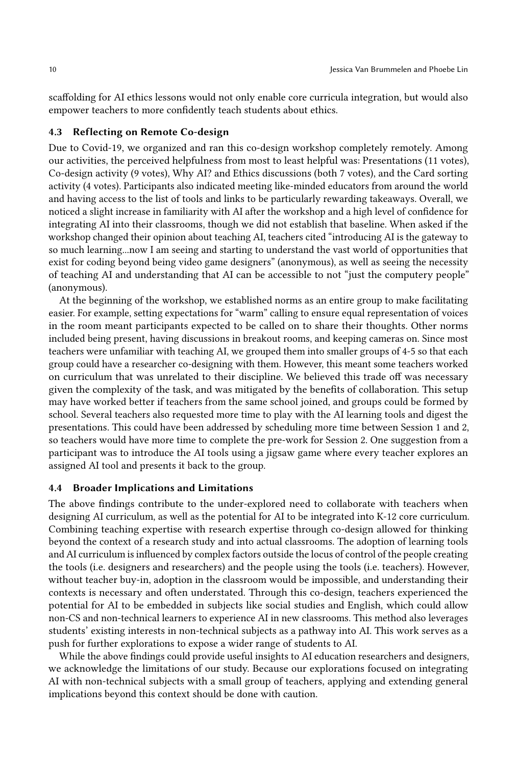scaffolding for AI ethics lessons would not only enable core curricula integration, but would also empower teachers to more confidently teach students about ethics.

### 4.3 Reflecting on Remote Co-design

Due to Covid-19, we organized and ran this co-design workshop completely remotely. Among our activities, the perceived helpfulness from most to least helpful was: Presentations (11 votes), Co-design activity (9 votes), Why AI? and Ethics discussions (both 7 votes), and the Card sorting activity (4 votes). Participants also indicated meeting like-minded educators from around the world and having access to the list of tools and links to be particularly rewarding takeaways. Overall, we noticed a slight increase in familiarity with AI after the workshop and a high level of confidence for integrating AI into their classrooms, though we did not establish that baseline. When asked if the workshop changed their opinion about teaching AI, teachers cited "introducing AI is the gateway to so much learning...now I am seeing and starting to understand the vast world of opportunities that exist for coding beyond being video game designers" (anonymous), as well as seeing the necessity of teaching AI and understanding that AI can be accessible to not "just the computery people" (anonymous).

At the beginning of the workshop, we established norms as an entire group to make facilitating easier. For example, setting expectations for "warm" calling to ensure equal representation of voices in the room meant participants expected to be called on to share their thoughts. Other norms included being present, having discussions in breakout rooms, and keeping cameras on. Since most teachers were unfamiliar with teaching AI, we grouped them into smaller groups of 4-5 so that each group could have a researcher co-designing with them. However, this meant some teachers worked on curriculum that was unrelated to their discipline. We believed this trade off was necessary given the complexity of the task, and was mitigated by the benefits of collaboration. This setup may have worked better if teachers from the same school joined, and groups could be formed by school. Several teachers also requested more time to play with the AI learning tools and digest the presentations. This could have been addressed by scheduling more time between Session 1 and 2, so teachers would have more time to complete the pre-work for Session 2. One suggestion from a participant was to introduce the AI tools using a jigsaw game where every teacher explores an assigned AI tool and presents it back to the group.

### 4.4 Broader Implications and Limitations

The above findings contribute to the under-explored need to collaborate with teachers when designing AI curriculum, as well as the potential for AI to be integrated into K-12 core curriculum. Combining teaching expertise with research expertise through co-design allowed for thinking beyond the context of a research study and into actual classrooms. The adoption of learning tools and AI curriculum is influenced by complex factors outside the locus of control of the people creating the tools (i.e. designers and researchers) and the people using the tools (i.e. teachers). However, without teacher buy-in, adoption in the classroom would be impossible, and understanding their contexts is necessary and often understated. Through this co-design, teachers experienced the potential for AI to be embedded in subjects like social studies and English, which could allow non-CS and non-technical learners to experience AI in new classrooms. This method also leverages students' existing interests in non-technical subjects as a pathway into AI. This work serves as a push for further explorations to expose a wider range of students to AI.

While the above findings could provide useful insights to AI education researchers and designers, we acknowledge the limitations of our study. Because our explorations focused on integrating AI with non-technical subjects with a small group of teachers, applying and extending general implications beyond this context should be done with caution.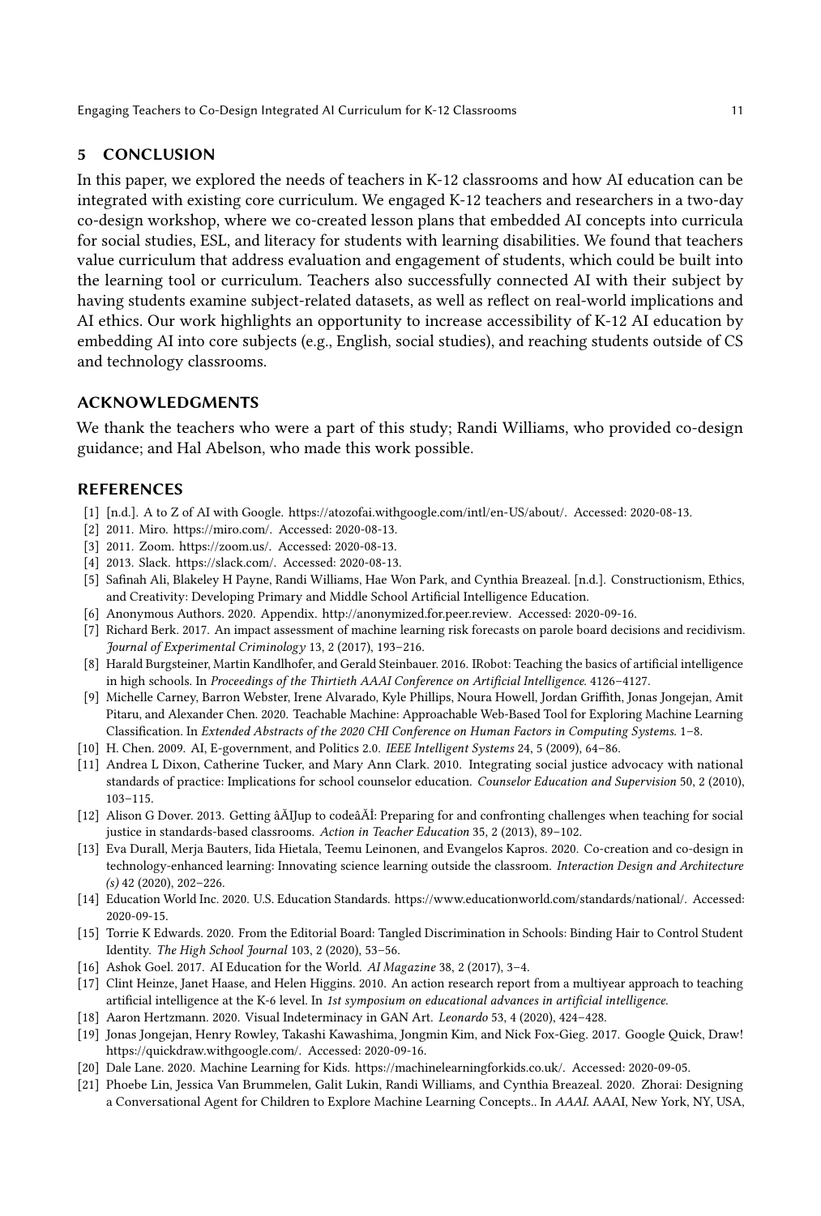## 5 CONCLUSION

In this paper, we explored the needs of teachers in K-12 classrooms and how AI education can be integrated with existing core curriculum. We engaged K-12 teachers and researchers in a two-day co-design workshop, where we co-created lesson plans that embedded AI concepts into curricula for social studies, ESL, and literacy for students with learning disabilities. We found that teachers value curriculum that address evaluation and engagement of students, which could be built into the learning tool or curriculum. Teachers also successfully connected AI with their subject by having students examine subject-related datasets, as well as reflect on real-world implications and AI ethics. Our work highlights an opportunity to increase accessibility of K-12 AI education by embedding AI into core subjects (e.g., English, social studies), and reaching students outside of CS and technology classrooms.

## ACKNOWLEDGMENTS

We thank the teachers who were a part of this study; Randi Williams, who provided co-design guidance; and Hal Abelson, who made this work possible.

## REFERENCES

- [1] [n.d.]. A to Z of AI with Google. https://atozofai.withgoogle.com/intl/en-US/about/. Accessed: 2020-08-13.
- [2] 2011. Miro. https://miro.com/. Accessed: 2020-08-13.
- [3] 2011. Zoom. https://zoom.us/. Accessed: 2020-08-13.
- [4] 2013. Slack. https://slack.com/. Accessed: 2020-08-13.
- [5] Safinah Ali, Blakeley H Payne, Randi Williams, Hae Won Park, and Cynthia Breazeal. [n.d.]. Constructionism, Ethics, and Creativity: Developing Primary and Middle School Artificial Intelligence Education.
- [6] Anonymous Authors. 2020. Appendix. http://anonymized.for.peer.review. Accessed: 2020-09-16.
- [7] Richard Berk. 2017. An impact assessment of machine learning risk forecasts on parole board decisions and recidivism. *Journal of Experimental Criminology* 13, 2 (2017), 193–216.
- [8] Harald Burgsteiner, Martin Kandlhofer, and Gerald Steinbauer. 2016. IRobot: Teaching the basics of artificial intelligence in high schools. In *Proceedings of the Thirtieth AAAI Conference on Artificial Intelligence*. 4126–4127.
- [9] Michelle Carney, Barron Webster, Irene Alvarado, Kyle Phillips, Noura Howell, Jordan Griffith, Jonas Jongejan, Amit Pitaru, and Alexander Chen. 2020. Teachable Machine: Approachable Web-Based Tool for Exploring Machine Learning Classification. In *Extended Abstracts of the 2020 CHI Conference on Human Factors in Computing Systems*. 1–8.
- [10] H. Chen. 2009. AI, E-government, and Politics 2.0. *IEEE Intelligent Systems* 24, 5 (2009), 64–86.
- [11] Andrea L Dixon, Catherine Tucker, and Mary Ann Clark. 2010. Integrating social justice advocacy with national standards of practice: Implications for school counselor education. *Counselor Education and Supervision* 50, 2 (2010), 103–115.
- [12] Alison G Dover. 2013. Getting âĂIJup to codeâĂİ: Preparing for and confronting challenges when teaching for social justice in standards-based classrooms. *Action in Teacher Education* 35, 2 (2013), 89–102.
- [13] Eva Durall, Merja Bauters, Iida Hietala, Teemu Leinonen, and Evangelos Kapros. 2020. Co-creation and co-design in technology-enhanced learning: Innovating science learning outside the classroom. *Interaction Design and Architecture (s)* 42 (2020), 202–226.
- [14] Education World Inc. 2020. U.S. Education Standards. https://www.educationworld.com/standards/national/. Accessed: 2020-09-15.
- [15] Torrie K Edwards. 2020. From the Editorial Board: Tangled Discrimination in Schools: Binding Hair to Control Student Identity. *The High School Journal* 103, 2 (2020), 53–56.
- [16] Ashok Goel. 2017. AI Education for the World. *AI Magazine* 38, 2 (2017), 3–4.
- [17] Clint Heinze, Janet Haase, and Helen Higgins. 2010. An action research report from a multiyear approach to teaching artificial intelligence at the K-6 level. In *1st symposium on educational advances in artificial intelligence*.
- [18] Aaron Hertzmann. 2020. Visual Indeterminacy in GAN Art. *Leonardo* 53, 4 (2020), 424–428.
- [19] Jonas Jongejan, Henry Rowley, Takashi Kawashima, Jongmin Kim, and Nick Fox-Gieg. 2017. Google Quick, Draw! https://quickdraw.withgoogle.com/. Accessed: 2020-09-16.
- [20] Dale Lane. 2020. Machine Learning for Kids. https://machinelearningforkids.co.uk/. Accessed: 2020-09-05.
- [21] Phoebe Lin, Jessica Van Brummelen, Galit Lukin, Randi Williams, and Cynthia Breazeal. 2020. Zhorai: Designing a Conversational Agent for Children to Explore Machine Learning Concepts.. In *AAAI*. AAAI, New York, NY, USA,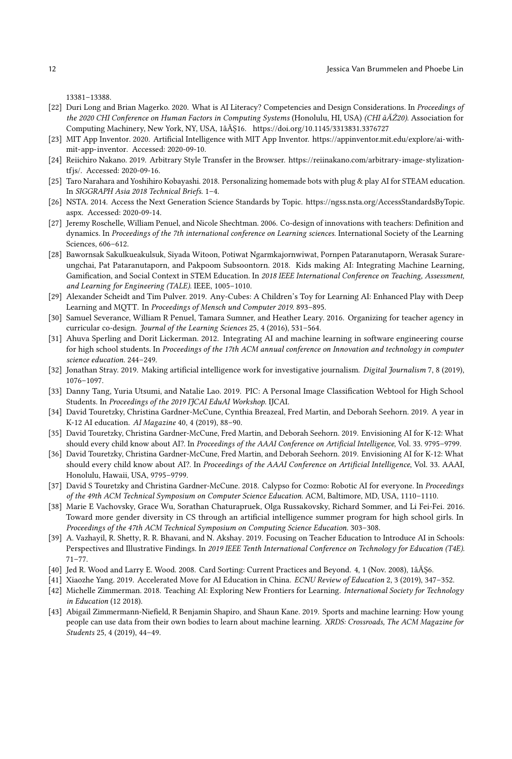13381–13388.

- [22] Duri Long and Brian Magerko. 2020. What is AI Literacy? Competencies and Design Considerations. In *Proceedings of the 2020 CHI Conference on Human Factors in Computing Systems* (Honolulu, HI, USA) *(CHI âĂŹ20)*. Association for Computing Machinery, New York, NY, USA, 1âĂŞ16. https://doi.org/10.1145/3313831.3376727
- [23] MIT App Inventor. 2020. Artificial Intelligence with MIT App Inventor. https://appinventor.mit.edu/explore/ai-with-mit-app-inventor. Accessed: 2020-09-10.
- [24] Reiichiro Nakano. 2019. Arbitrary Style Transfer in the Browser. https://reiinakano.com/arbitrary-image-stylization-tfjs/. Accessed: 2020-09-16.
- [25] Taro Narahara and Yoshihiro Kobayashi. 2018. Personalizing homemade bots with plug & play AI for STEAM education. In *SIGGRAPH Asia 2018 Technical Briefs*. 1–4.
- [26] NSTA. 2014. Access the Next Generation Science Standards by Topic. https://ngss.nsta.org/AccessStandardsByTopic.aspx. Accessed: 2020-09-14.
- [27] Jeremy Roschelle, William Penuel, and Nicole Shechtman. 2006. Co-design of innovations with teachers: Definition and dynamics. In *Proceedings of the 7th international conference on Learning sciences*. International Society of the Learning Sciences, 606–612.
- [28] Bawornsak Sakulkueakulsuk, Siyada Witoon, Potiwat Ngarmkajornwiwat, Pornpen Pataranutaporn, Werasak Surareungchai, Pat Pataranutaporn, and Pakpoom Subsoontorn. 2018. Kids making AI: Integrating Machine Learning, Gamification, and Social Context in STEM Education. In *2018 IEEE International Conference on Teaching, Assessment, and Learning for Engineering (TALE)*. IEEE, 1005–1010.
- [29] Alexander Scheidt and Tim Pulver. 2019. Any-Cubes: A Children's Toy for Learning AI: Enhanced Play with Deep Learning and MQTT. In *Proceedings of Mensch und Computer 2019*. 893–895.
- [30] Samuel Severance, William R Penuel, Tamara Sumner, and Heather Leary. 2016. Organizing for teacher agency in curricular co-design. *Journal of the Learning Sciences* 25, 4 (2016), 531–564.
- [31] Ahuva Sperling and Dorit Lickerman. 2012. Integrating AI and machine learning in software engineering course for high school students. In *Proceedings of the 17th ACM annual conference on Innovation and technology in computer science education*. 244–249.
- [32] Jonathan Stray. 2019. Making artificial intelligence work for investigative journalism. *Digital Journalism* 7, 8 (2019), 1076–1097.
- [33] Danny Tang, Yuria Utsumi, and Natalie Lao. 2019. PIC: A Personal Image Classification Webtool for High School Students. In *Proceedings of the 2019 IJCAI EduAI Workshop*. IJCAI.
- [34] David Touretzky, Christina Gardner-McCune, Cynthia Breazeal, Fred Martin, and Deborah Seehorn. 2019. A year in K-12 AI education. *AI Magazine* 40, 4 (2019), 88–90.
- [35] David Touretzky, Christina Gardner-McCune, Fred Martin, and Deborah Seehorn. 2019. Envisioning AI for K-12: What should every child know about AI?. In *Proceedings of the AAAI Conference on Artificial Intelligence*, Vol. 33. 9795–9799.
- [36] David Touretzky, Christina Gardner-McCune, Fred Martin, and Deborah Seehorn. 2019. Envisioning AI for K-12: What should every child know about AI?. In *Proceedings of the AAAI Conference on Artificial Intelligence*, Vol. 33. AAAI, Honolulu, Hawaii, USA, 9795–9799.
- [37] David S Touretzky and Christina Gardner-McCune. 2018. Calypso for Cozmo: Robotic AI for everyone. In *Proceedings of the 49th ACM Technical Symposium on Computer Science Education*. ACM, Baltimore, MD, USA, 1110–1110.
- [38] Marie E Vachovsky, Grace Wu, Sorathan Chaturapruek, Olga Russakovsky, Richard Sommer, and Li Fei-Fei. 2016. Toward more gender diversity in CS through an artificial intelligence summer program for high school girls. In *Proceedings of the 47th ACM Technical Symposium on Computing Science Education*. 303–308.
- [39] A. Vazhayil, R. Shetty, R. R. Bhavani, and N. Akshay. 2019. Focusing on Teacher Education to Introduce AI in Schools: Perspectives and Illustrative Findings. In *2019 IEEE Tenth International Conference on Technology for Education (T4E)*. 71–77.
- [40] Jed R. Wood and Larry E. Wood. 2008. Card Sorting: Current Practices and Beyond. 4, 1 (Nov. 2008), 1âĂŞ6.
- [41] Xiaozhe Yang. 2019. Accelerated Move for AI Education in China. *ECNU Review of Education* 2, 3 (2019), 347–352.
- [42] Michelle Zimmerman. 2018. Teaching AI: Exploring New Frontiers for Learning. *International Society for Technology in Education* (12 2018).
- [43] Abigail Zimmermann-Niefield, R Benjamin Shapiro, and Shaun Kane. 2019. Sports and machine learning: How young people can use data from their own bodies to learn about machine learning. *XRDS: Crossroads, The ACM Magazine for Students* 25, 4 (2019), 44–49.